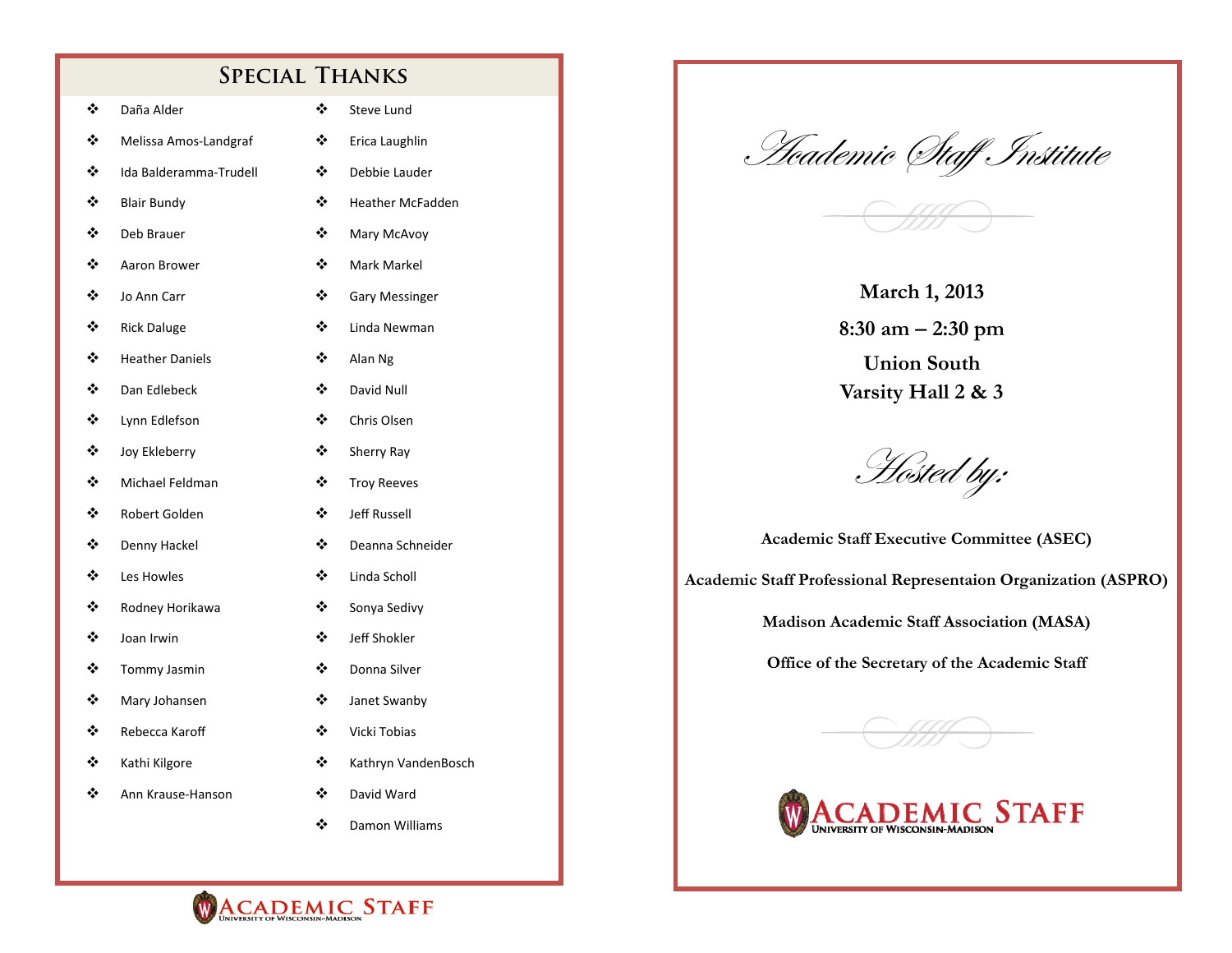## Special Thanks

- Daña Alder
- Melissa Amos-Landgraf
- Ida Balderamma-Trudell
- Blair Bundy
- Deb Brauer
- Aaron Brower
- Jo Ann Carr
- Rick Daluge
- Heather Daniels
- Dan Edlebeck
- Lynn Edlefson
- Joy Ekleberry
- Michael Feldman
- Robert Golden
- Denny Hackel
- Les Howles
- Rodney Horikawa
- Joan Irwin
- Tommy Jasmin
- Mary Johansen
- Rebecca Karoff
- Kathi Kilgore
- Ann Krause-Hanson
- Steve Lund
- Erica Laughlin
- Debbie Lauder
- Heather McFadden
- Mary McAvoy
- Mark Markel
- Gary Messinger
- Linda Newman
- Alan Ng
- David Null
- Chris Olsen
- Sherry Ray
- Troy Reeves
- Jeff Russell
- Deanna Schneider
- Linda Scholl
- Sonya Sedivy
- Jeff Shokler
- Donna Silver
- Janet Swanby
- Vicki Tobias
- Kathryn VandenBosch
- David Ward
- Damon Williams

ACADEMIC STAFF
UNIVERSITY OF WISCONSIN-MADISON

# *Academic Staff Institute*

**March 1, 2013**

**8:30 am – 2:30 pm**

**Union South**
**Varsity Hall 2 & 3**

*Hosted by:*

**Academic Staff Executive Committee (ASEC)**

**Academic Staff Professional Representaion Organization (ASPRO)**

**Madison Academic Staff Association (MASA)**

**Office of the Secretary of the Academic Staff**

ACADEMIC STAFF
UNIVERSITY OF WISCONSIN-MADISON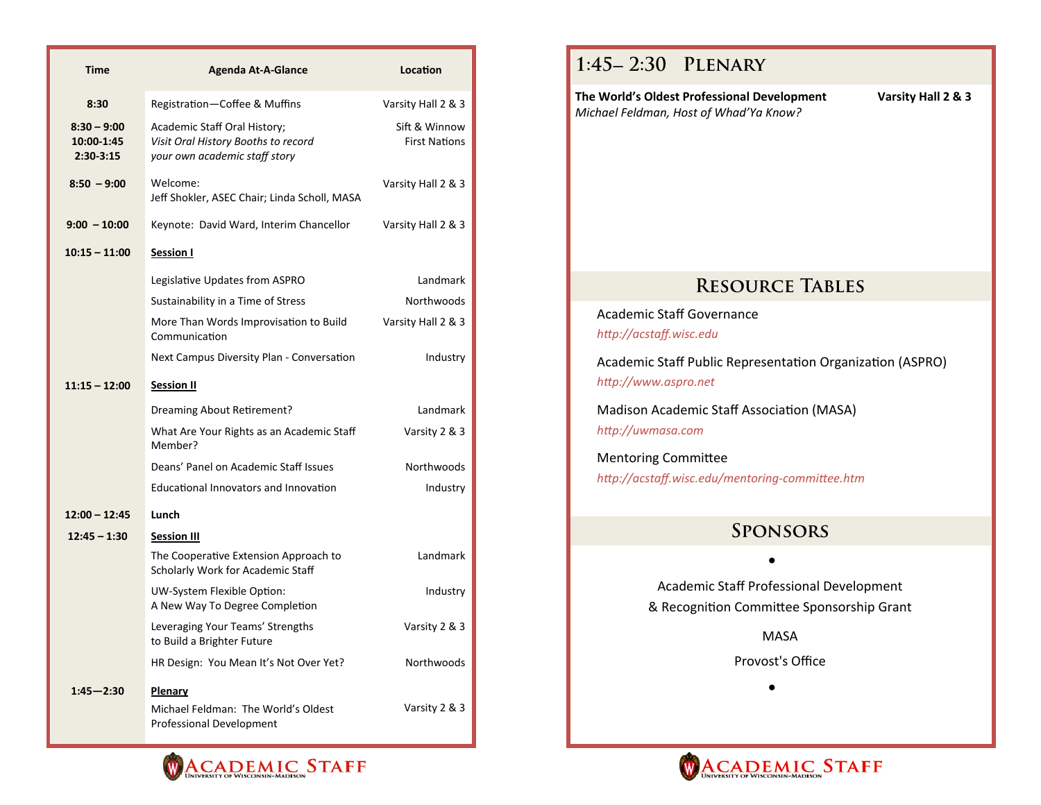| Time | Agenda At-A-Glance | Location |
|---|---|---|
| 8:30 | Registration—Coffee & Muffins | Varsity Hall 2 & 3 |
| 8:30 – 9:00<br>10:00-1:45<br>2:30-3:15 | Academic Staff Oral History;<br>*Visit Oral History Booths to record your own academic staff story* | Sift & Winnow<br>First Nations |
| 8:50 – 9:00 | Welcome:<br>Jeff Shokler, ASEC Chair; Linda Scholl, MASA | Varsity Hall 2 & 3 |
| 9:00 – 10:00 | Keynote: David Ward, Interim Chancellor | Varsity Hall 2 & 3 |
| 10:15 – 11:00 | **Session I** | |
| | Legislative Updates from ASPRO | Landmark |
| | Sustainability in a Time of Stress | Northwoods |
| | More Than Words Improvisation to Build Communication | Varsity Hall 2 & 3 |
| | Next Campus Diversity Plan - Conversation | Industry |
| 11:15 – 12:00 | **Session II** | |
| | Dreaming About Retirement? | Landmark |
| | What Are Your Rights as an Academic Staff Member? | Varsity 2 & 3 |
| | Deans' Panel on Academic Staff Issues | Northwoods |
| | Educational Innovators and Innovation | Industry |
| 12:00 – 12:45 | **Lunch** | |
| 12:45 – 1:30 | **Session III** | |
| | The Cooperative Extension Approach to Scholarly Work for Academic Staff | Landmark |
| | UW-System Flexible Option:<br>A New Way To Degree Completion | Industry |
| | Leveraging Your Teams' Strengths to Build a Brighter Future | Varsity 2 & 3 |
| | HR Design: You Mean It's Not Over Yet? | Northwoods |
| 1:45—2:30 | **Plenary** | |
| | Michael Feldman: The World's Oldest Professional Development | Varsity 2 & 3 |

ACADEMIC STAFF
University of Wisconsin–Madison

# 1:45– 2:30 Plenary

**The World's Oldest Professional Development** **Varsity Hall 2 & 3**
*Michael Feldman, Host of Whad'Ya Know?*

## Resource Tables

Academic Staff Governance
*http://acstaff.wisc.edu*

Academic Staff Public Representation Organization (ASPRO)
*http://www.aspro.net*

Madison Academic Staff Association (MASA)
*http://uwmasa.com*

Mentoring Committee
*http://acstaff.wisc.edu/mentoring-committee.htm*

## Sponsors

•

Academic Staff Professional Development
& Recognition Committee Sponsorship Grant

MASA

Provost's Office

•

ACADEMIC STAFF
University of Wisconsin–Madison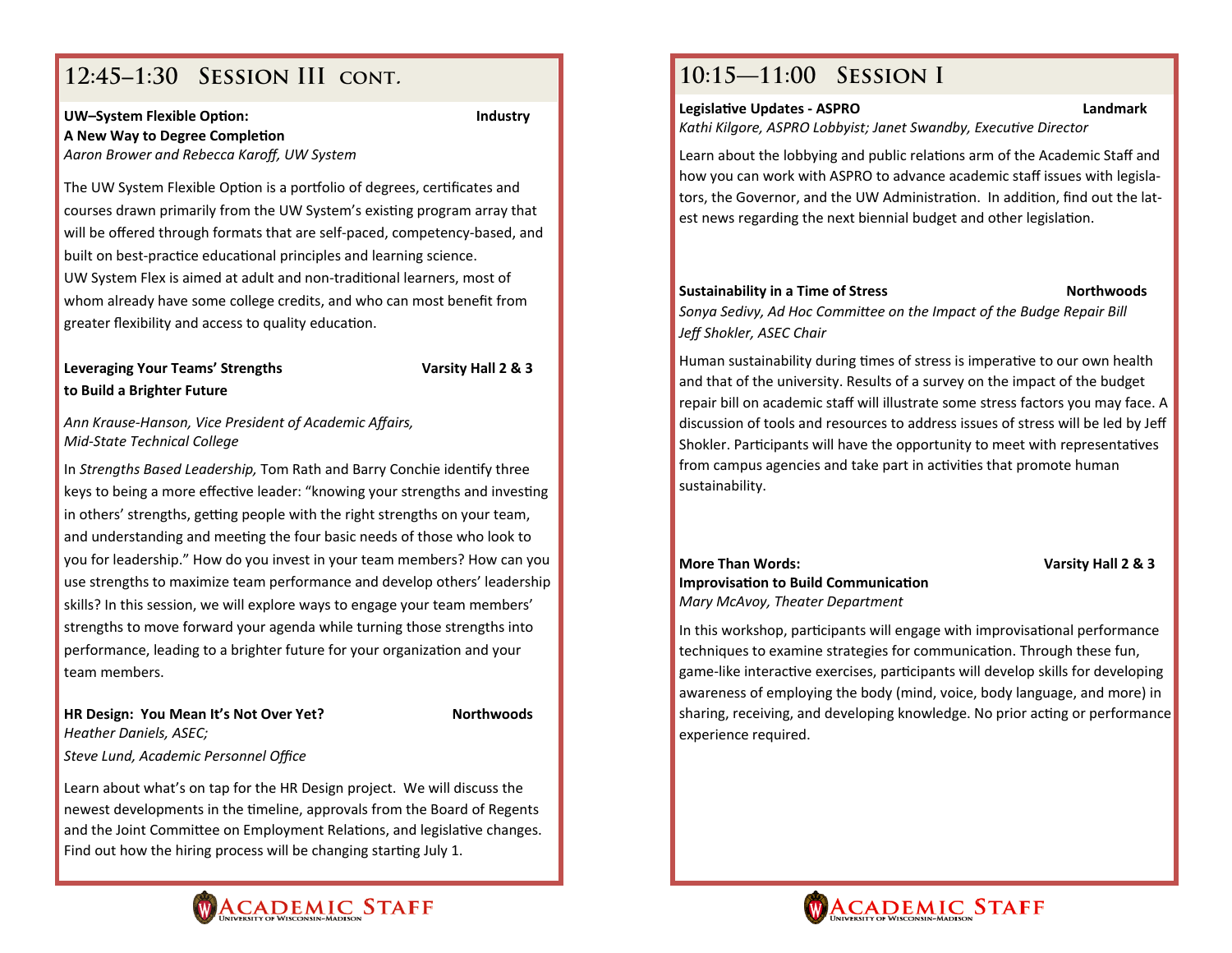## 12:45–1:30 Session III cont.

**UW–System Flexible Option: A New Way to Degree Completion** — **Industry**
*Aaron Brower and Rebecca Karoff, UW System*

The UW System Flexible Option is a portfolio of degrees, certificates and courses drawn primarily from the UW System's existing program array that will be offered through formats that are self-paced, competency-based, and built on best-practice educational principles and learning science. UW System Flex is aimed at adult and non-traditional learners, most of whom already have some college credits, and who can most benefit from greater flexibility and access to quality education.

**Leveraging Your Teams' Strengths to Build a Brighter Future** — **Varsity Hall 2 & 3**

*Ann Krause-Hanson, Vice President of Academic Affairs, Mid-State Technical College*

In *Strengths Based Leadership,* Tom Rath and Barry Conchie identify three keys to being a more effective leader: "knowing your strengths and investing in others' strengths, getting people with the right strengths on your team, and understanding and meeting the four basic needs of those who look to you for leadership." How do you invest in your team members? How can you use strengths to maximize team performance and develop others' leadership skills? In this session, we will explore ways to engage your team members' strengths to move forward your agenda while turning those strengths into performance, leading to a brighter future for your organization and your team members.

**HR Design: You Mean It's Not Over Yet?** — **Northwoods**
*Heather Daniels, ASEC;*
*Steve Lund, Academic Personnel Office*

Learn about what's on tap for the HR Design project. We will discuss the newest developments in the timeline, approvals from the Board of Regents and the Joint Committee on Employment Relations, and legislative changes. Find out how the hiring process will be changing starting July 1.

## 10:15—11:00 Session I

**Legislative Updates - ASPRO** — **Landmark**
*Kathi Kilgore, ASPRO Lobbyist; Janet Swandby, Executive Director*

Learn about the lobbying and public relations arm of the Academic Staff and how you can work with ASPRO to advance academic staff issues with legislators, the Governor, and the UW Administration. In addition, find out the latest news regarding the next biennial budget and other legislation.

**Sustainability in a Time of Stress** — **Northwoods**
*Sonya Sedivy, Ad Hoc Committee on the Impact of the Budge Repair Bill*
*Jeff Shokler, ASEC Chair*

Human sustainability during times of stress is imperative to our own health and that of the university. Results of a survey on the impact of the budget repair bill on academic staff will illustrate some stress factors you may face. A discussion of tools and resources to address issues of stress will be led by Jeff Shokler. Participants will have the opportunity to meet with representatives from campus agencies and take part in activities that promote human sustainability.

**More Than Words: Improvisation to Build Communication** — **Varsity Hall 2 & 3**
*Mary McAvoy, Theater Department*

In this workshop, participants will engage with improvisational performance techniques to examine strategies for communication. Through these fun, game-like interactive exercises, participants will develop skills for developing awareness of employing the body (mind, voice, body language, and more) in sharing, receiving, and developing knowledge. No prior acting or performance experience required.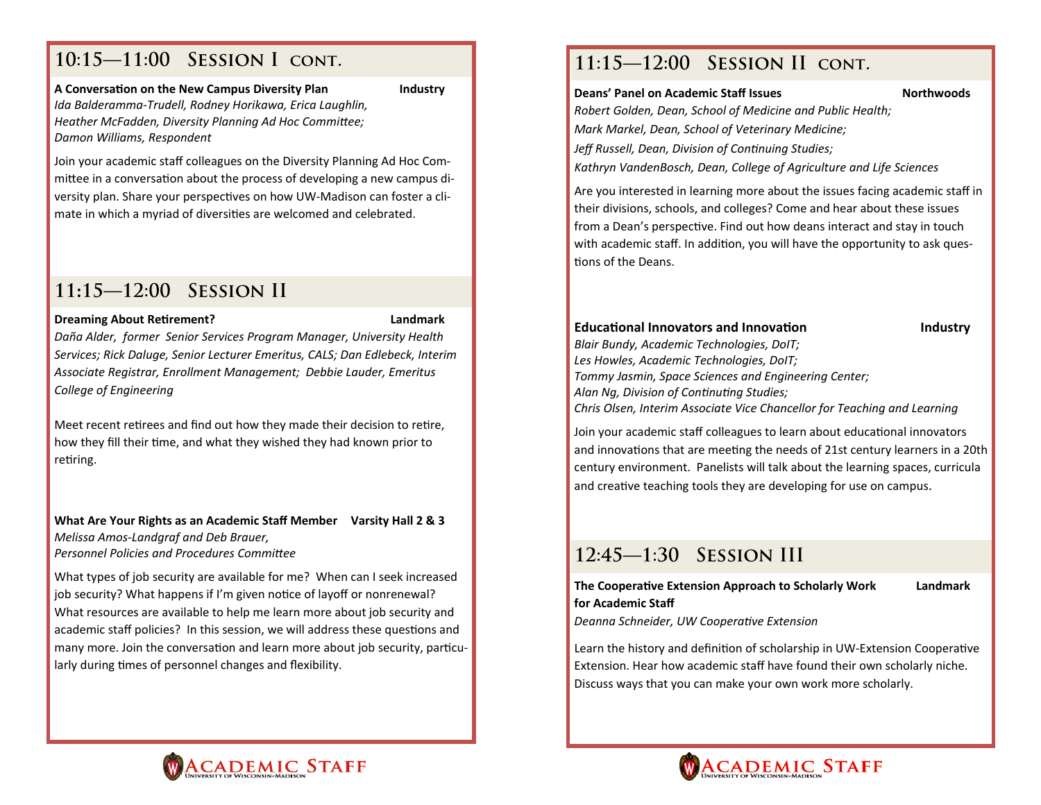## 10:15—11:00 Session I cont.

**A Conversation on the New Campus Diversity Plan** — **Industry**

*Ida Balderamma-Trudell, Rodney Horikawa, Erica Laughlin, Heather McFadden, Diversity Planning Ad Hoc Committee; Damon Williams, Respondent*

Join your academic staff colleagues on the Diversity Planning Ad Hoc Committee in a conversation about the process of developing a new campus diversity plan. Share your perspectives on how UW-Madison can foster a climate in which a myriad of diversities are welcomed and celebrated.

## 11:15—12:00 Session II

**Dreaming About Retirement?** — **Landmark**

*Daña Alder, former Senior Services Program Manager, University Health Services; Rick Daluge, Senior Lecturer Emeritus, CALS; Dan Edlebeck, Interim Associate Registrar, Enrollment Management; Debbie Lauder, Emeritus College of Engineering*

Meet recent retirees and find out how they made their decision to retire, how they fill their time, and what they wished they had known prior to retiring.

**What Are Your Rights as an Academic Staff Member** — **Varsity Hall 2 & 3**

*Melissa Amos-Landgraf and Deb Brauer, Personnel Policies and Procedures Committee*

What types of job security are available for me? When can I seek increased job security? What happens if I'm given notice of layoff or nonrenewal? What resources are available to help me learn more about job security and academic staff policies? In this session, we will address these questions and many more. Join the conversation and learn more about job security, particularly during times of personnel changes and flexibility.

## 11:15—12:00 Session II cont.

**Deans' Panel on Academic Staff Issues** — **Northwoods**

*Robert Golden, Dean, School of Medicine and Public Health;*
*Mark Markel, Dean, School of Veterinary Medicine;*
*Jeff Russell, Dean, Division of Continuing Studies;*
*Kathryn VandenBosch, Dean, College of Agriculture and Life Sciences*

Are you interested in learning more about the issues facing academic staff in their divisions, schools, and colleges? Come and hear about these issues from a Dean's perspective. Find out how deans interact and stay in touch with academic staff. In addition, you will have the opportunity to ask questions of the Deans.

**Educational Innovators and Innovation** — **Industry**

*Blair Bundy, Academic Technologies, DoIT;*
*Les Howles, Academic Technologies, DoIT;*
*Tommy Jasmin, Space Sciences and Engineering Center;*
*Alan Ng, Division of Continuting Studies;*
*Chris Olsen, Interim Associate Vice Chancellor for Teaching and Learning*

Join your academic staff colleagues to learn about educational innovators and innovations that are meeting the needs of 21st century learners in a 20th century environment. Panelists will talk about the learning spaces, curricula and creative teaching tools they are developing for use on campus.

## 12:45—1:30 Session III

**The Cooperative Extension Approach to Scholarly Work for Academic Staff** — **Landmark**

*Deanna Schneider, UW Cooperative Extension*

Learn the history and definition of scholarship in UW-Extension Cooperative Extension. Hear how academic staff have found their own scholarly niche. Discuss ways that you can make your own work more scholarly.